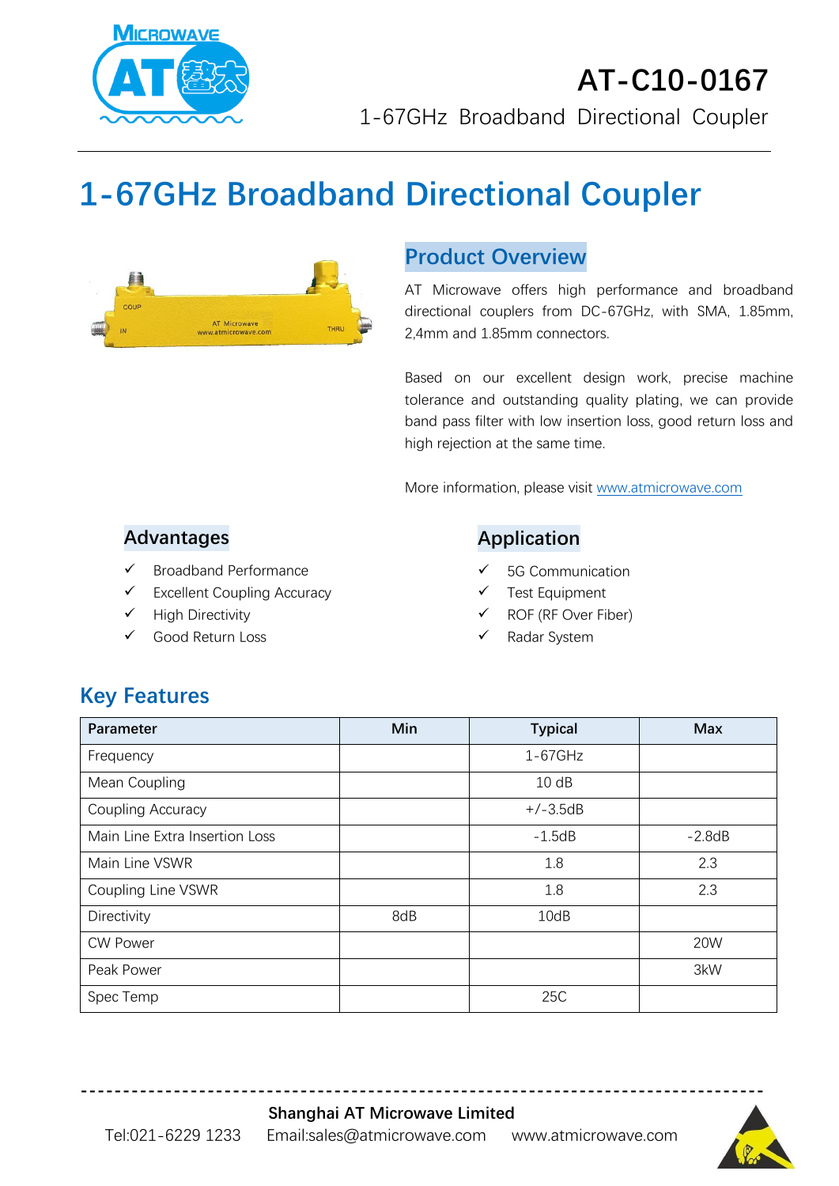# AT-C10-0167

1-67GHz Broadband Directional Coupler

# 1-67GHz Broadband Directional Coupler

## Product Overview

AT Microwave offers high performance and broadband directional couplers from DC-67GHz, with SMA, 1.85mm, 2,4mm and 1.85mm connectors.

Based on our excellent design work, precise machine tolerance and outstanding quality plating, we can provide band pass filter with low insertion loss, good return loss and high rejection at the same time.

More information, please visit www.atmicrowave.com

## Advantages

- ✓ Broadband Performance
- ✓ Excellent Coupling Accuracy
- ✓ High Directivity
- ✓ Good Return Loss

## Application

- ✓ 5G Communication
- ✓ Test Equipment
- ✓ ROF (RF Over Fiber)
- ✓ Radar System

## Key Features

| Parameter | Min | Typical | Max |
|---|---|---|---|
| Frequency | | 1-67GHz | |
| Mean Coupling | | 10 dB | |
| Coupling Accuracy | | +/-3.5dB | |
| Main Line Extra Insertion Loss | | -1.5dB | -2.8dB |
| Main Line VSWR | | 1.8 | 2.3 |
| Coupling Line VSWR | | 1.8 | 2.3 |
| Directivity | 8dB | 10dB | |
| CW Power | | | 20W |
| Peak Power | | | 3kW |
| Spec Temp | | 25C | |

**Shanghai AT Microwave Limited**

Tel:021-6229 1233 Email:sales@atmicrowave.com www.atmicrowave.com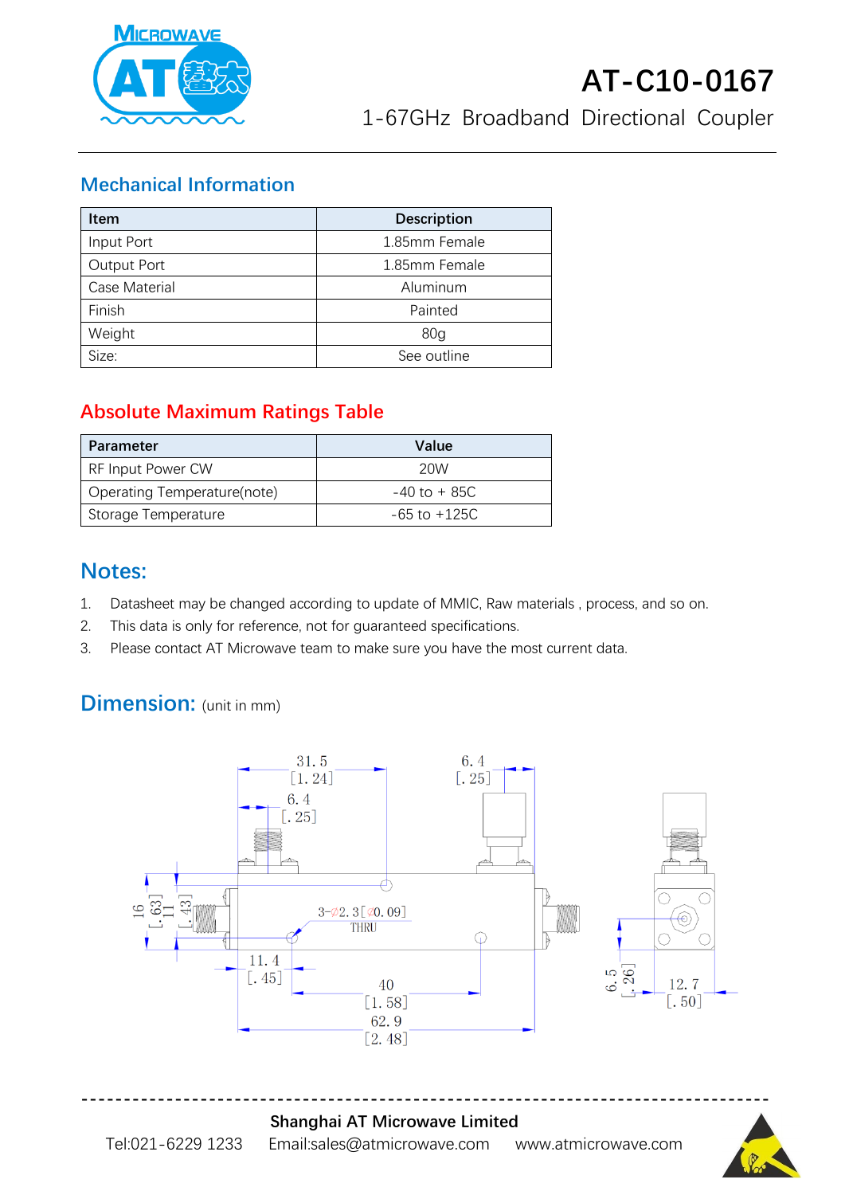## Mechanical Information

| Item | Description |
|---|---|
| Input Port | 1.85mm Female |
| Output Port | 1.85mm Female |
| Case Material | Aluminum |
| Finish | Painted |
| Weight | 80g |
| Size: | See outline |

## Absolute Maximum Ratings Table

| Parameter | Value |
|---|---|
| RF Input Power CW | 20W |
| Operating Temperature(note) | -40 to + 85C |
| Storage Temperature | -65 to +125C |

## Notes:

1. Datasheet may be changed according to update of MMIC, Raw materials , process, and so on.
2. This data is only for reference, not for guaranteed specifications.
3. Please contact AT Microwave team to make sure you have the most current data.

## Dimension: (unit in mm)

31.5 [1.24]
6.4 [.25]
6.4 [.25]
16 [.63]
11 [.43]
3-⌀2.3 [⌀0.09] THRU
11.4 [.45]
40 [1.58]
62.9 [2.48]
6.5 [.26]
12.7 [.50]